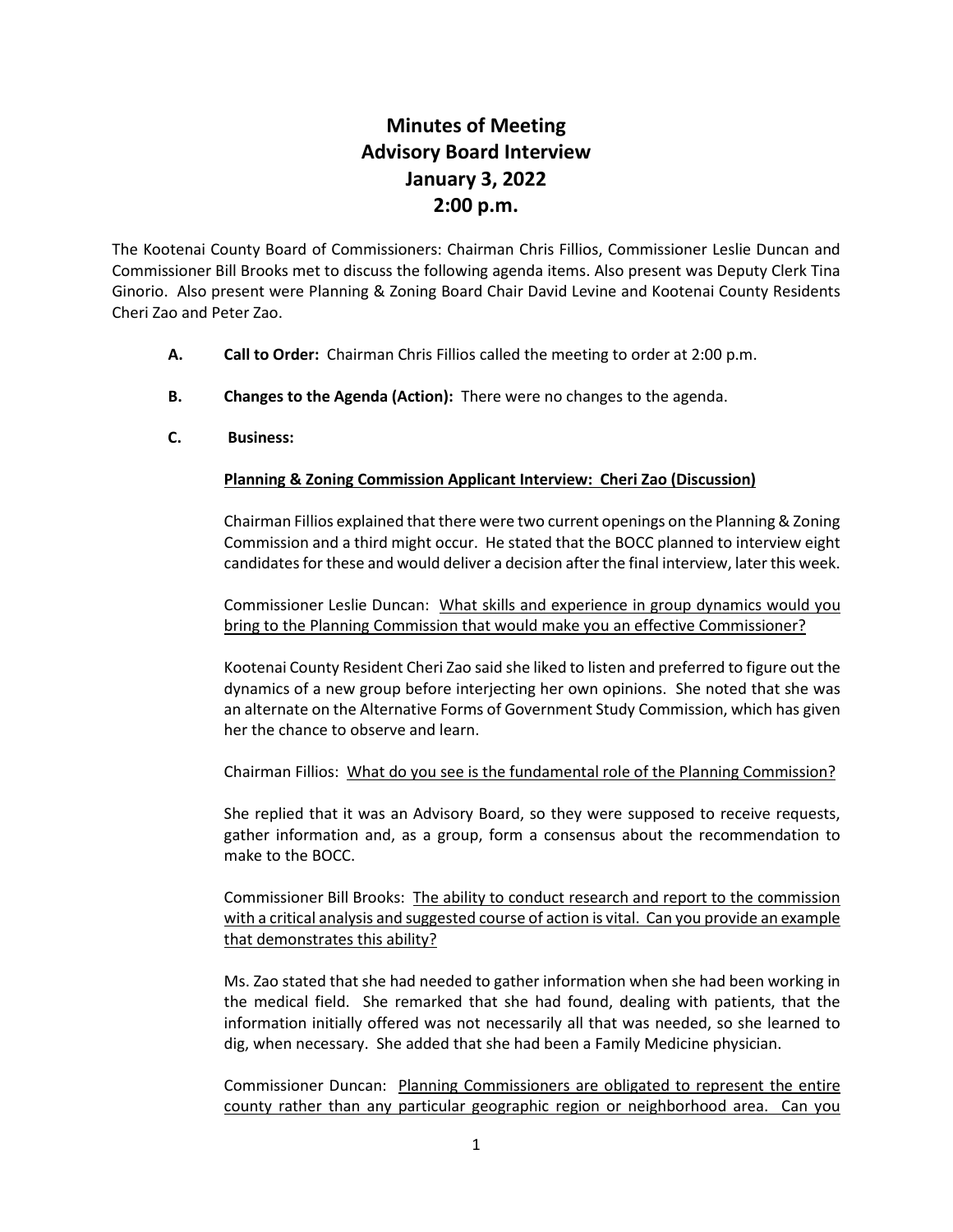# Minutes of Meeting
# Advisory Board Interview
# January 3, 2022
# 2:00 p.m.

The Kootenai County Board of Commissioners: Chairman Chris Fillios, Commissioner Leslie Duncan and Commissioner Bill Brooks met to discuss the following agenda items. Also present was Deputy Clerk Tina Ginorio. Also present were Planning & Zoning Board Chair David Levine and Kootenai County Residents Cheri Zao and Peter Zao.

**A. Call to Order:** Chairman Chris Fillios called the meeting to order at 2:00 p.m.

**B. Changes to the Agenda (Action):** There were no changes to the agenda.

**C. Business:**

**<u>Planning & Zoning Commission Applicant Interview: Cheri Zao (Discussion)</u>**

Chairman Fillios explained that there were two current openings on the Planning & Zoning Commission and a third might occur. He stated that the BOCC planned to interview eight candidates for these and would deliver a decision after the final interview, later this week.

Commissioner Leslie Duncan: <u>What skills and experience in group dynamics would you bring to the Planning Commission that would make you an effective Commissioner?</u>

Kootenai County Resident Cheri Zao said she liked to listen and preferred to figure out the dynamics of a new group before interjecting her own opinions. She noted that she was an alternate on the Alternative Forms of Government Study Commission, which has given her the chance to observe and learn.

Chairman Fillios: <u>What do you see is the fundamental role of the Planning Commission?</u>

She replied that it was an Advisory Board, so they were supposed to receive requests, gather information and, as a group, form a consensus about the recommendation to make to the BOCC.

Commissioner Bill Brooks: <u>The ability to conduct research and report to the commission with a critical analysis and suggested course of action is vital. Can you provide an example that demonstrates this ability?</u>

Ms. Zao stated that she had needed to gather information when she had been working in the medical field. She remarked that she had found, dealing with patients, that the information initially offered was not necessarily all that was needed, so she learned to dig, when necessary. She added that she had been a Family Medicine physician.

Commissioner Duncan: <u>Planning Commissioners are obligated to represent the entire county rather than any particular geographic region or neighborhood area. Can you</u>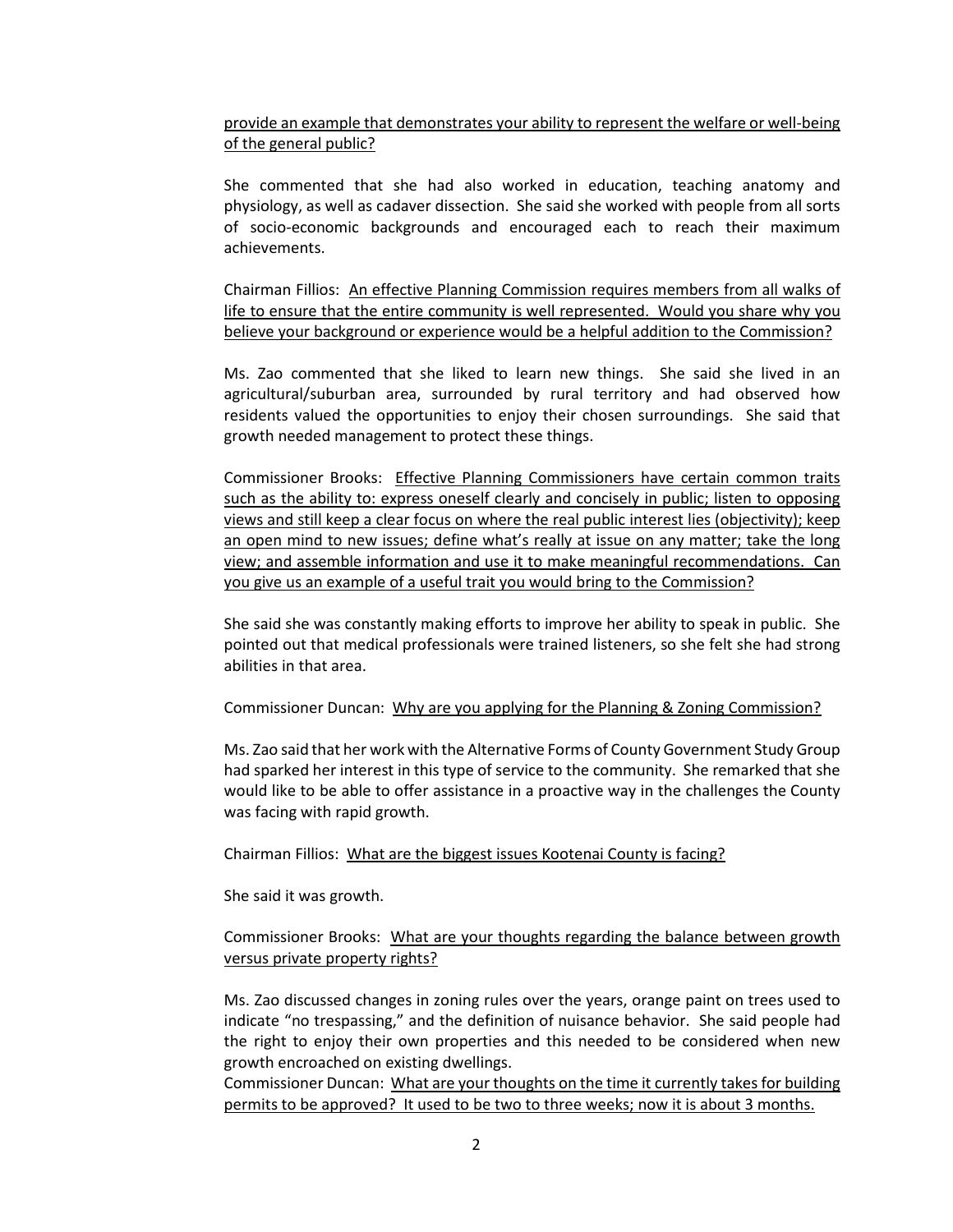provide an example that demonstrates your ability to represent the welfare or well-being of the general public?

She commented that she had also worked in education, teaching anatomy and physiology, as well as cadaver dissection. She said she worked with people from all sorts of socio-economic backgrounds and encouraged each to reach their maximum achievements.

Chairman Fillios: An effective Planning Commission requires members from all walks of life to ensure that the entire community is well represented. Would you share why you believe your background or experience would be a helpful addition to the Commission?

Ms. Zao commented that she liked to learn new things. She said she lived in an agricultural/suburban area, surrounded by rural territory and had observed how residents valued the opportunities to enjoy their chosen surroundings. She said that growth needed management to protect these things.

Commissioner Brooks: Effective Planning Commissioners have certain common traits such as the ability to: express oneself clearly and concisely in public; listen to opposing views and still keep a clear focus on where the real public interest lies (objectivity); keep an open mind to new issues; define what's really at issue on any matter; take the long view; and assemble information and use it to make meaningful recommendations. Can you give us an example of a useful trait you would bring to the Commission?

She said she was constantly making efforts to improve her ability to speak in public. She pointed out that medical professionals were trained listeners, so she felt she had strong abilities in that area.

Commissioner Duncan: Why are you applying for the Planning & Zoning Commission?

Ms. Zao said that her work with the Alternative Forms of County Government Study Group had sparked her interest in this type of service to the community. She remarked that she would like to be able to offer assistance in a proactive way in the challenges the County was facing with rapid growth.

Chairman Fillios: What are the biggest issues Kootenai County is facing?

She said it was growth.

Commissioner Brooks: What are your thoughts regarding the balance between growth versus private property rights?

Ms. Zao discussed changes in zoning rules over the years, orange paint on trees used to indicate "no trespassing," and the definition of nuisance behavior. She said people had the right to enjoy their own properties and this needed to be considered when new growth encroached on existing dwellings.

Commissioner Duncan: What are your thoughts on the time it currently takes for building permits to be approved? It used to be two to three weeks; now it is about 3 months.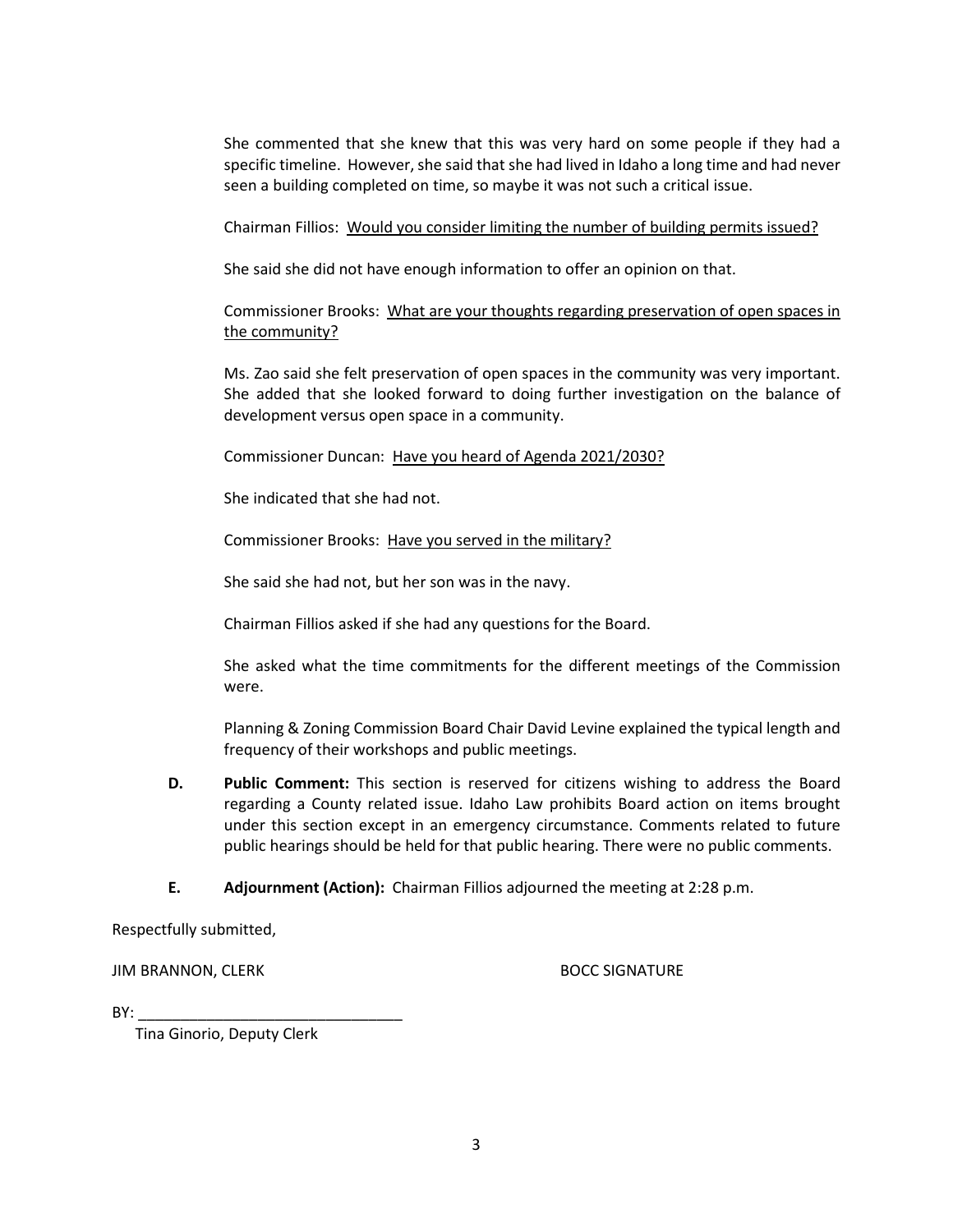She commented that she knew that this was very hard on some people if they had a specific timeline. However, she said that she had lived in Idaho a long time and had never seen a building completed on time, so maybe it was not such a critical issue.

Chairman Fillios: <u>Would you consider limiting the number of building permits issued?</u>

She said she did not have enough information to offer an opinion on that.

Commissioner Brooks: <u>What are your thoughts regarding preservation of open spaces in the community?</u>

Ms. Zao said she felt preservation of open spaces in the community was very important. She added that she looked forward to doing further investigation on the balance of development versus open space in a community.

Commissioner Duncan: <u>Have you heard of Agenda 2021/2030?</u>

She indicated that she had not.

Commissioner Brooks: <u>Have you served in the military?</u>

She said she had not, but her son was in the navy.

Chairman Fillios asked if she had any questions for the Board.

She asked what the time commitments for the different meetings of the Commission were.

Planning & Zoning Commission Board Chair David Levine explained the typical length and frequency of their workshops and public meetings.

**D. Public Comment:** This section is reserved for citizens wishing to address the Board regarding a County related issue. Idaho Law prohibits Board action on items brought under this section except in an emergency circumstance. Comments related to future public hearings should be held for that public hearing. There were no public comments.

**E. Adjournment (Action):** Chairman Fillios adjourned the meeting at 2:28 p.m.

Respectfully submitted,

JIM BRANNON, CLERK                                        BOCC SIGNATURE

BY: _______________________________
Tina Ginorio, Deputy Clerk